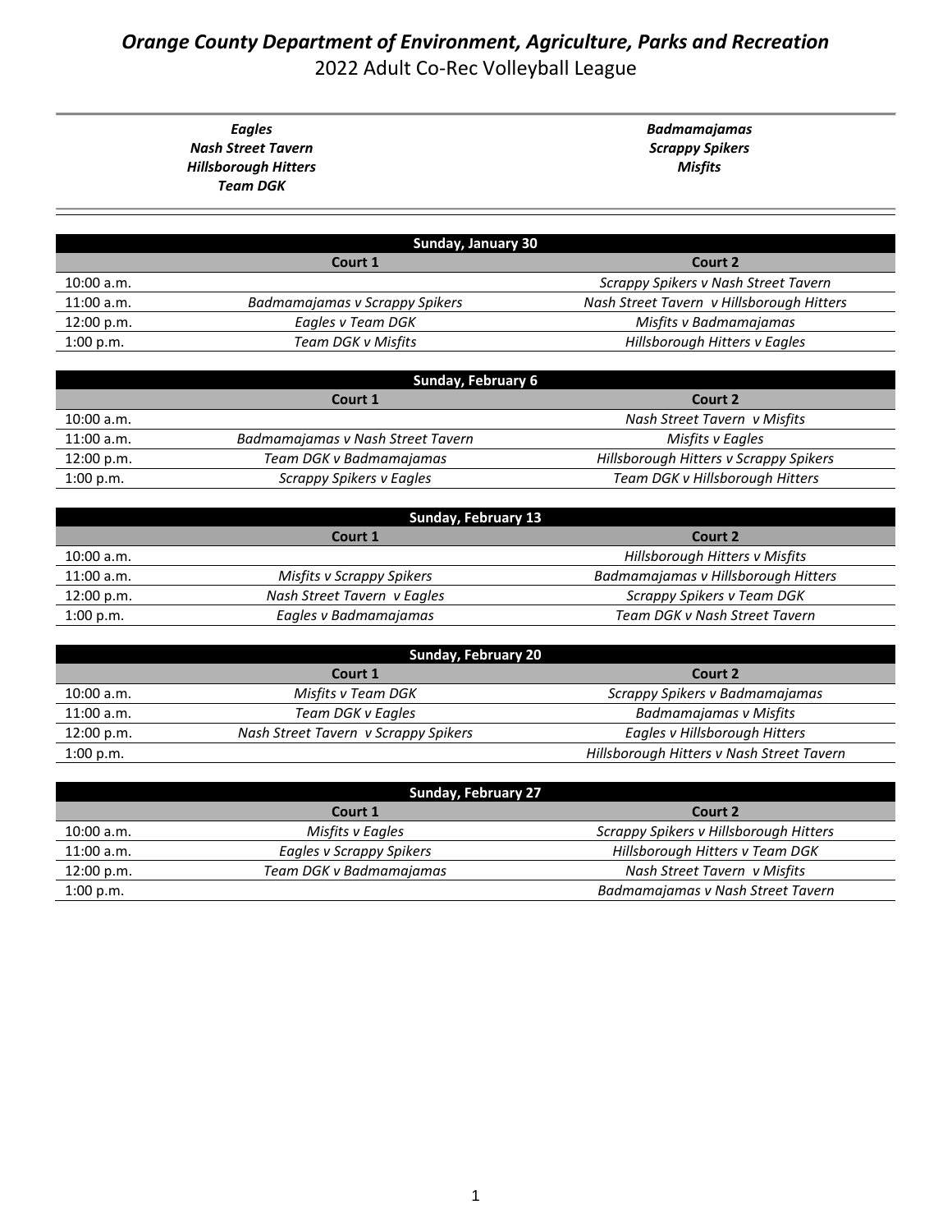# *Orange County Department of Environment, Agriculture, Parks and Recreation*

## 2022 Adult Co-Rec Volleyball League

***Eagles***
***Nash Street Tavern***
***Hillsborough Hitters***
***Team DGK***

***Badmamajamas***
***Scrappy Spikers***
***Misfits***

| Sunday, January 30 | | |
|---|---|---|
| | **Court 1** | **Court 2** |
| 10:00 a.m. | | *Scrappy Spikers v Nash Street Tavern* |
| 11:00 a.m. | *Badmamajamas v Scrappy Spikers* | *Nash Street Tavern v Hillsborough Hitters* |
| 12:00 p.m. | *Eagles v Team DGK* | *Misfits v Badmamajamas* |
| 1:00 p.m. | *Team DGK v Misfits* | *Hillsborough Hitters v Eagles* |

| Sunday, February 6 | | |
|---|---|---|
| | **Court 1** | **Court 2** |
| 10:00 a.m. | | *Nash Street Tavern v Misfits* |
| 11:00 a.m. | *Badmamajamas v Nash Street Tavern* | *Misfits v Eagles* |
| 12:00 p.m. | *Team DGK v Badmamajamas* | *Hillsborough Hitters v Scrappy Spikers* |
| 1:00 p.m. | *Scrappy Spikers v Eagles* | *Team DGK v Hillsborough Hitters* |

| Sunday, February 13 | | |
|---|---|---|
| | **Court 1** | **Court 2** |
| 10:00 a.m. | | *Hillsborough Hitters v Misfits* |
| 11:00 a.m. | *Misfits v Scrappy Spikers* | *Badmamajamas v Hillsborough Hitters* |
| 12:00 p.m. | *Nash Street Tavern v Eagles* | *Scrappy Spikers v Team DGK* |
| 1:00 p.m. | *Eagles v Badmamajamas* | *Team DGK v Nash Street Tavern* |

| Sunday, February 20 | | |
|---|---|---|
| | **Court 1** | **Court 2** |
| 10:00 a.m. | *Misfits v Team DGK* | *Scrappy Spikers v Badmamajamas* |
| 11:00 a.m. | *Team DGK v Eagles* | *Badmamajamas v Misfits* |
| 12:00 p.m. | *Nash Street Tavern v Scrappy Spikers* | *Eagles v Hillsborough Hitters* |
| 1:00 p.m. | | *Hillsborough Hitters v Nash Street Tavern* |

| Sunday, February 27 | | |
|---|---|---|
| | **Court 1** | **Court 2** |
| 10:00 a.m. | *Misfits v Eagles* | *Scrappy Spikers v Hillsborough Hitters* |
| 11:00 a.m. | *Eagles v Scrappy Spikers* | *Hillsborough Hitters v Team DGK* |
| 12:00 p.m. | *Team DGK v Badmamajamas* | *Nash Street Tavern v Misfits* |
| 1:00 p.m. | | *Badmamajamas v Nash Street Tavern* |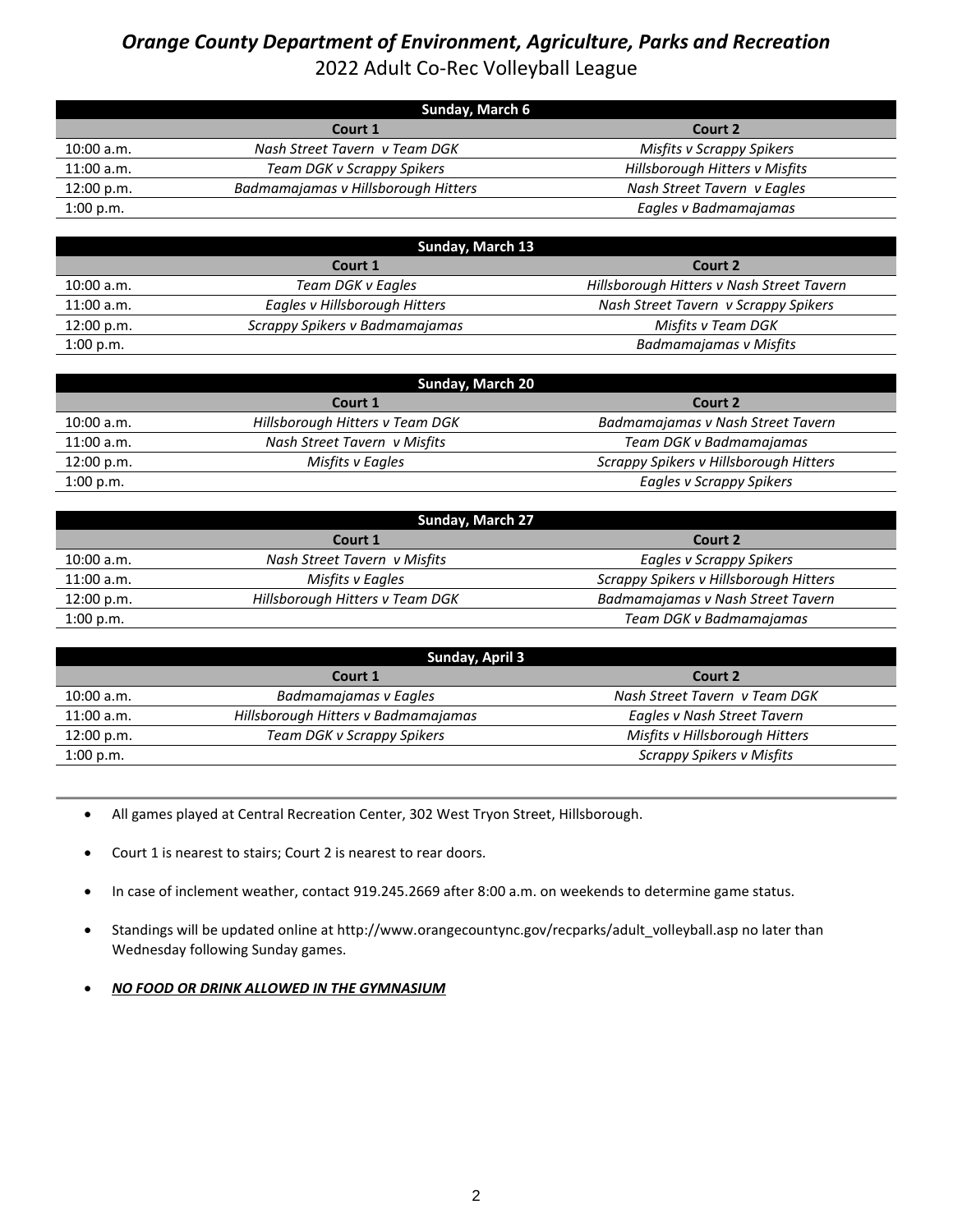## *Orange County Department of Environment, Agriculture, Parks and Recreation*

2022 Adult Co-Rec Volleyball League

| Sunday, March 6 | | |
|---|---|---|
| | **Court 1** | **Court 2** |
| 10:00 a.m. | *Nash Street Tavern v Team DGK* | *Misfits v Scrappy Spikers* |
| 11:00 a.m. | *Team DGK v Scrappy Spikers* | *Hillsborough Hitters v Misfits* |
| 12:00 p.m. | *Badmamajamas v Hillsborough Hitters* | *Nash Street Tavern v Eagles* |
| 1:00 p.m. | | *Eagles v Badmamajamas* |

| Sunday, March 13 | | |
|---|---|---|
| | **Court 1** | **Court 2** |
| 10:00 a.m. | *Team DGK v Eagles* | *Hillsborough Hitters v Nash Street Tavern* |
| 11:00 a.m. | *Eagles v Hillsborough Hitters* | *Nash Street Tavern v Scrappy Spikers* |
| 12:00 p.m. | *Scrappy Spikers v Badmamajamas* | *Misfits v Team DGK* |
| 1:00 p.m. | | *Badmamajamas v Misfits* |

| Sunday, March 20 | | |
|---|---|---|
| | **Court 1** | **Court 2** |
| 10:00 a.m. | *Hillsborough Hitters v Team DGK* | *Badmamajamas v Nash Street Tavern* |
| 11:00 a.m. | *Nash Street Tavern v Misfits* | *Team DGK v Badmamajamas* |
| 12:00 p.m. | *Misfits v Eagles* | *Scrappy Spikers v Hillsborough Hitters* |
| 1:00 p.m. | | *Eagles v Scrappy Spikers* |

| Sunday, March 27 | | |
|---|---|---|
| | **Court 1** | **Court 2** |
| 10:00 a.m. | *Nash Street Tavern v Misfits* | *Eagles v Scrappy Spikers* |
| 11:00 a.m. | *Misfits v Eagles* | *Scrappy Spikers v Hillsborough Hitters* |
| 12:00 p.m. | *Hillsborough Hitters v Team DGK* | *Badmamajamas v Nash Street Tavern* |
| 1:00 p.m. | | *Team DGK v Badmamajamas* |

| Sunday, April 3 | | |
|---|---|---|
| | **Court 1** | **Court 2** |
| 10:00 a.m. | *Badmamajamas v Eagles* | *Nash Street Tavern v Team DGK* |
| 11:00 a.m. | *Hillsborough Hitters v Badmamajamas* | *Eagles v Nash Street Tavern* |
| 12:00 p.m. | *Team DGK v Scrappy Spikers* | *Misfits v Hillsborough Hitters* |
| 1:00 p.m. | | *Scrappy Spikers v Misfits* |

- All games played at Central Recreation Center, 302 West Tryon Street, Hillsborough.
- Court 1 is nearest to stairs; Court 2 is nearest to rear doors.
- In case of inclement weather, contact 919.245.2669 after 8:00 a.m. on weekends to determine game status.
- Standings will be updated online at http://www.orangecountync.gov/recparks/adult_volleyball.asp no later than Wednesday following Sunday games.
- ***NO FOOD OR DRINK ALLOWED IN THE GYMNASIUM***